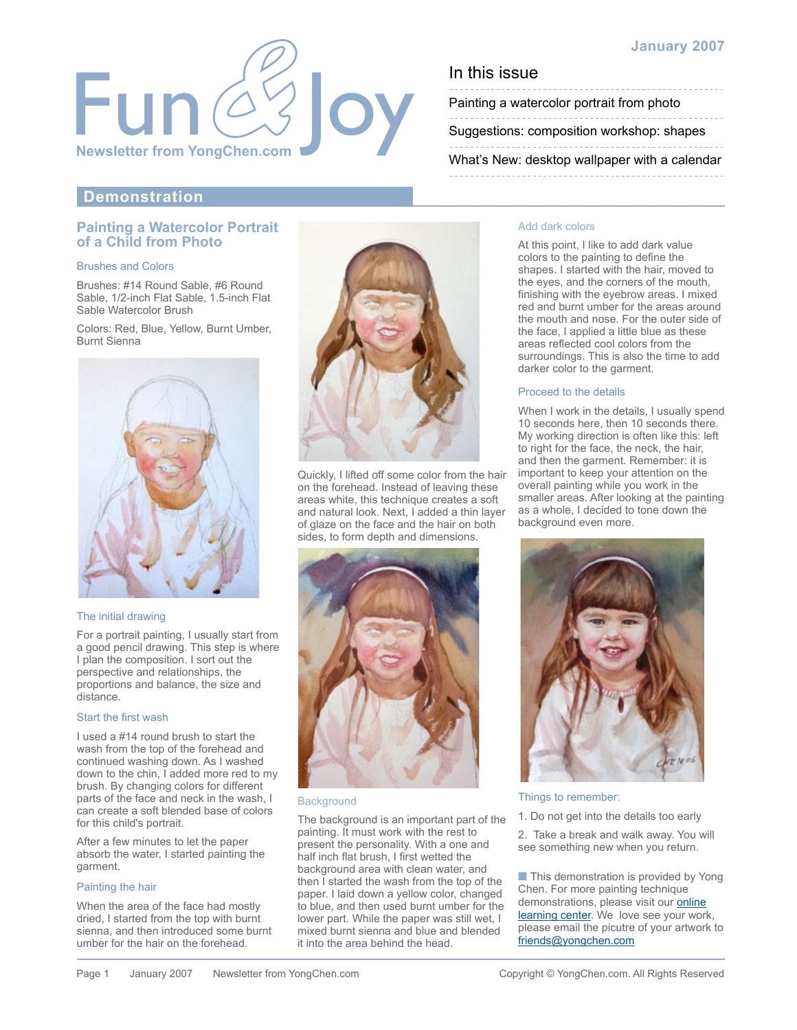# Fun & Joy

Newsletter from YongChen.com

January 2007

## In this issue

- Painting a watercolor portrait from photo
- Suggestions: composition workshop: shapes
- What's New: desktop wallpaper with a calendar

## Demonstration

### Painting a Watercolor Portrait of a Child from Photo

#### Brushes and Colors

Brushes: #14 Round Sable, #6 Round Sable, 1/2-inch Flat Sable, 1.5-inch Flat Sable Watercolor Brush

Colors: Red, Blue, Yellow, Burnt Umber, Burnt Sienna

#### The initial drawing

For a portrait painting, I usually start from a good pencil drawing. This step is where I plan the composition. I sort out the perspective and relationships, the proportions and balance, the size and distance.

#### Start the first wash

I used a #14 round brush to start the wash from the top of the forehead and continued washing down. As I washed down to the chin, I added more red to my brush. By changing colors for different parts of the face and neck in the wash, I can create a soft blended base of colors for this child's portrait.

After a few minutes to let the paper absorb the water, I started painting the garment.

#### Painting the hair

When the area of the face had mostly dried, I started from the top with burnt sienna, and then introduced some burnt umber for the hair on the forehead.

Quickly, I lifted off some color from the hair on the forehead. Instead of leaving these areas white, this technique creates a soft and natural look. Next, I added a thin layer of glaze on the face and the hair on both sides, to form depth and dimensions.

#### Background

The background is an important part of the painting. It must work with the rest to present the personality. With a one and half inch flat brush, I first wetted the background area with clean water, and then I started the wash from the top of the paper. I laid down a yellow color, changed to blue, and then used burnt umber for the lower part. While the paper was still wet, I mixed burnt sienna and blue and blended it into the area behind the head.

#### Add dark colors

At this point, I like to add dark value colors to the painting to define the shapes. I started with the hair, moved to the eyes, and the corners of the mouth, finishing with the eyebrow areas. I mixed red and burnt umber for the areas around the mouth and nose. For the outer side of the face, I applied a little blue as these areas reflected cool colors from the surroundings. This is also the time to add darker color to the garment.

#### Proceed to the details

When I work in the details, I usually spend 10 seconds here, then 10 seconds there. My working direction is often like this: left to right for the face, the neck, the hair, and then the garment. Remember: it is important to keep your attention on the overall painting while you work in the smaller areas. After looking at the painting as a whole, I decided to tone down the background even more.

#### Things to remember:

1. Do not get into the details too early
2. Take a break and walk away. You will see something new when you return.

This demonstration is provided by Yong Chen. For more painting technique demonstrations, please visit our online learning center. We love see your work, please email the picutre of your artwork to friends@yongchen.com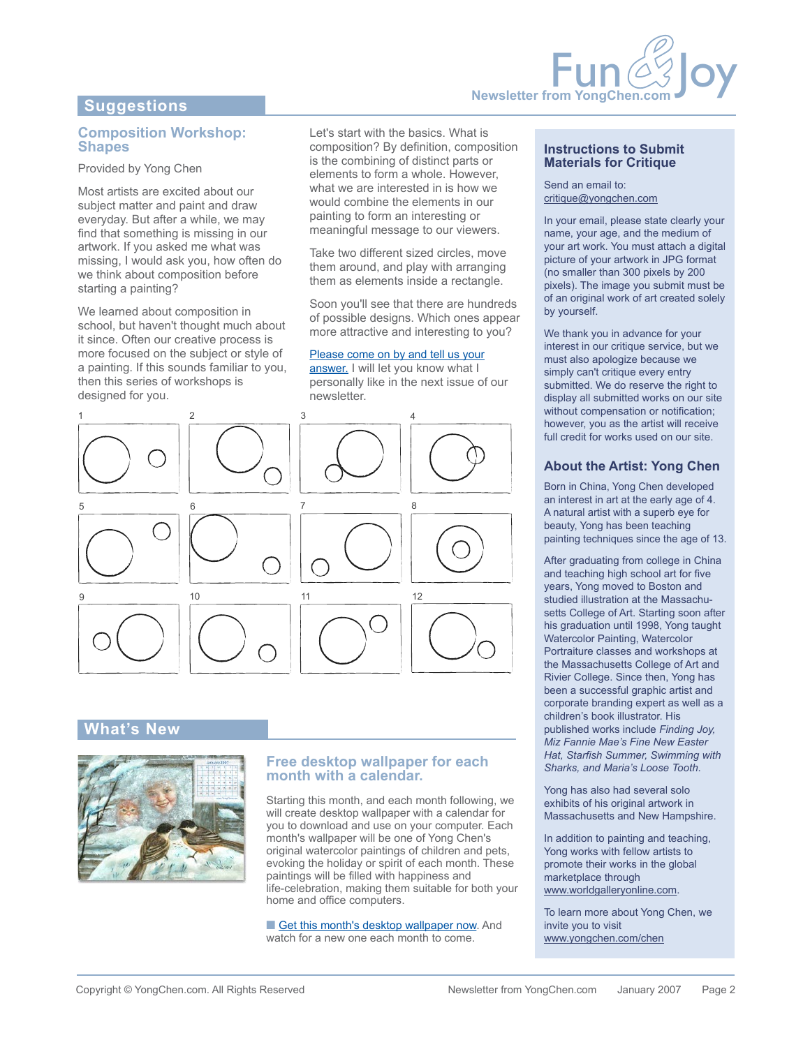## Suggestions

### Composition Workshop: Shapes

Provided by Yong Chen

Most artists are excited about our subject matter and paint and draw everyday. But after a while, we may find that something is missing in our artwork. If you asked me what was missing, I would ask you, how often do we think about composition before starting a painting?

We learned about composition in school, but haven't thought much about it since. Often our creative process is more focused on the subject or style of a painting. If this sounds familiar to you, then this series of workshops is designed for you.

Let's start with the basics. What is composition? By definition, composition is the combining of distinct parts or elements to form a whole. However, what we are interested in is how we would combine the elements in our painting to form an interesting or meaningful message to our viewers.

Take two different sized circles, move them around, and play with arranging them as elements inside a rectangle.

Soon you'll see that there are hundreds of possible designs. Which ones appear more attractive and interesting to you?

Please come on by and tell us your answer. I will let you know what I personally like in the next issue of our newsletter.

1 2 3 4

5 6 7 8

9 10 11 12

## What's New

### Free desktop wallpaper for each month with a calendar.

Starting this month, and each month following, we will create desktop wallpaper with a calendar for you to download and use on your computer. Each month's wallpaper will be one of Yong Chen's original watercolor paintings of children and pets, evoking the holiday or spirit of each month. These paintings will be filled with happiness and life-celebration, making them suitable for both your home and office computers.

Get this month's desktop wallpaper now. And watch for a new one each month to come.

### Instructions to Submit Materials for Critique

Send an email to: critique@yongchen.com

In your email, please state clearly your name, your age, and the medium of your art work. You must attach a digital picture of your artwork in JPG format (no smaller than 300 pixels by 200 pixels). The image you submit must be of an original work of art created solely by yourself.

We thank you in advance for your interest in our critique service, but we must also apologize because we simply can't critique every entry submitted. We do reserve the right to display all submitted works on our site without compensation or notification; however, you as the artist will receive full credit for works used on our site.

### About the Artist: Yong Chen

Born in China, Yong Chen developed an interest in art at the early age of 4. A natural artist with a superb eye for beauty, Yong has been teaching painting techniques since the age of 13.

After graduating from college in China and teaching high school art for five years, Yong moved to Boston and studied illustration at the Massachusetts College of Art. Starting soon after his graduation until 1998, Yong taught Watercolor Painting, Watercolor Portraiture classes and workshops at the Massachusetts College of Art and Rivier College. Since then, Yong has been a successful graphic artist and corporate branding expert as well as a children's book illustrator. His published works include *Finding Joy, Miz Fannie Mae's Fine New Easter Hat, Starfish Summer, Swimming with Sharks, and Maria's Loose Tooth.*

Yong has also had several solo exhibits of his original artwork in Massachusetts and New Hampshire.

In addition to painting and teaching, Yong works with fellow artists to promote their works in the global marketplace through www.worldgalleryonline.com.

To learn more about Yong Chen, we invite you to visit www.yongchen.com/chen

Copyright © YongChen.com. All Rights Reserved